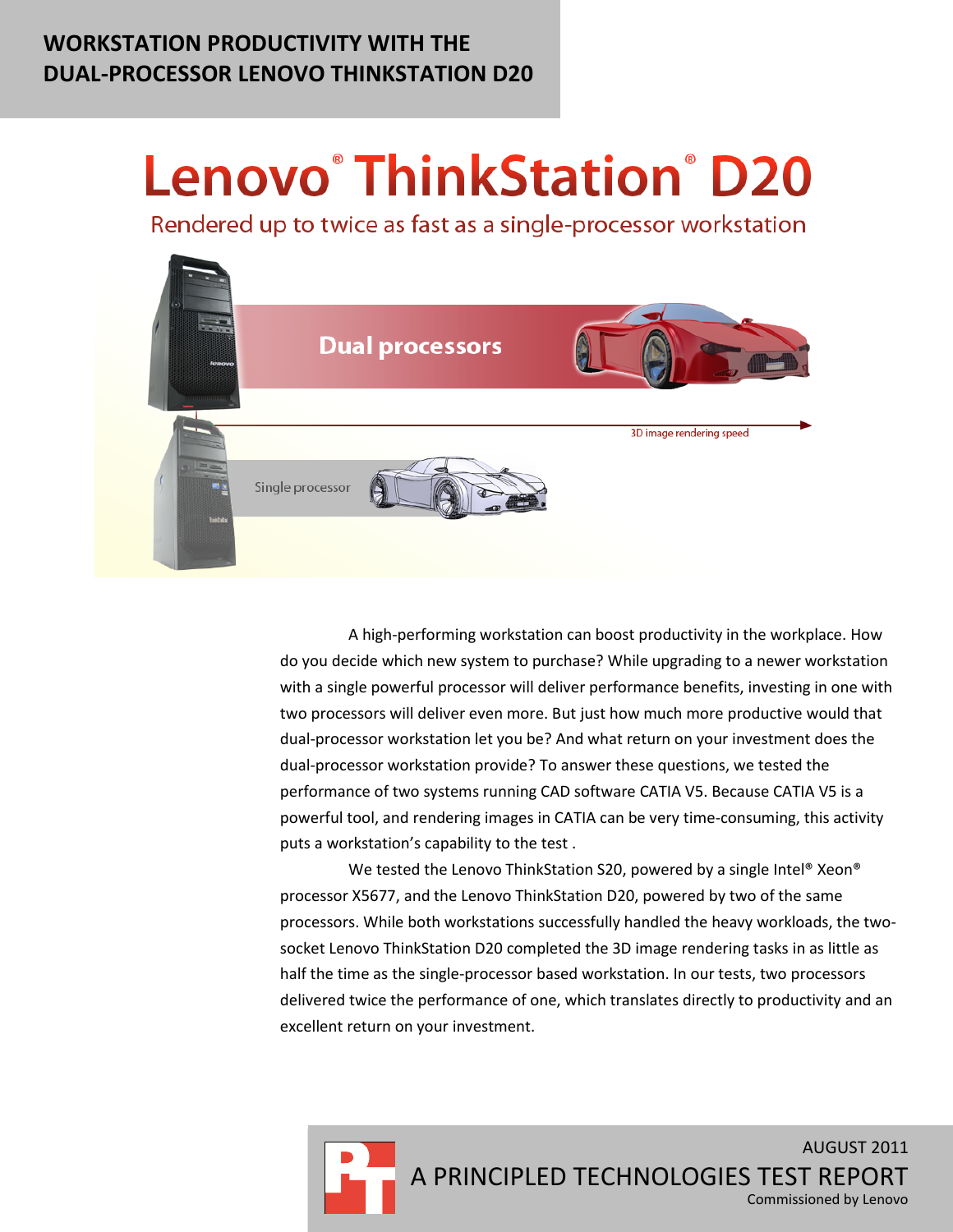# WORKSTATION PRODUCTIVITY WITH THE DUAL-PROCESSOR LENOVO THINKSTATION D20

## Lenovo® ThinkStation® D20

Rendered up to twice as fast as a single-processor workstation

Dual processors

3D image rendering speed

Single processor

A high-performing workstation can boost productivity in the workplace. How do you decide which new system to purchase? While upgrading to a newer workstation with a single powerful processor will deliver performance benefits, investing in one with two processors will deliver even more. But just how much more productive would that dual-processor workstation let you be? And what return on your investment does the dual-processor workstation provide? To answer these questions, we tested the performance of two systems running CAD software CATIA V5. Because CATIA V5 is a powerful tool, and rendering images in CATIA can be very time-consuming, this activity puts a workstation's capability to the test .

We tested the Lenovo ThinkStation S20, powered by a single Intel® Xeon® processor X5677, and the Lenovo ThinkStation D20, powered by two of the same processors. While both workstations successfully handled the heavy workloads, the two-socket Lenovo ThinkStation D20 completed the 3D image rendering tasks in as little as half the time as the single-processor based workstation. In our tests, two processors delivered twice the performance of one, which translates directly to productivity and an excellent return on your investment.

AUGUST 2011

A PRINCIPLED TECHNOLOGIES TEST REPORT

Commissioned by Lenovo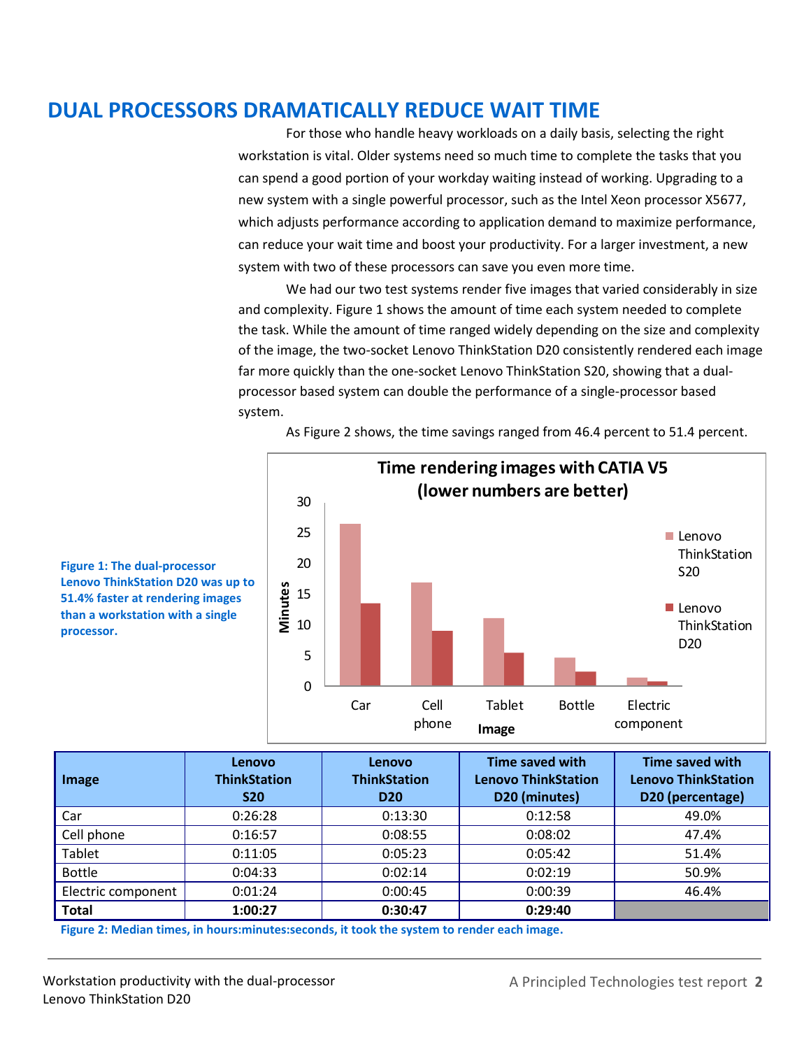# DUAL PROCESSORS DRAMATICALLY REDUCE WAIT TIME

For those who handle heavy workloads on a daily basis, selecting the right workstation is vital. Older systems need so much time to complete the tasks that you can spend a good portion of your workday waiting instead of working. Upgrading to a new system with a single powerful processor, such as the Intel Xeon processor X5677, which adjusts performance according to application demand to maximize performance, can reduce your wait time and boost your productivity. For a larger investment, a new system with two of these processors can save you even more time.

We had our two test systems render five images that varied considerably in size and complexity. Figure 1 shows the amount of time each system needed to complete the task. While the amount of time ranged widely depending on the size and complexity of the image, the two-socket Lenovo ThinkStation D20 consistently rendered each image far more quickly than the one-socket Lenovo ThinkStation S20, showing that a dual-processor based system can double the performance of a single-processor based system.

As Figure 2 shows, the time savings ranged from 46.4 percent to 51.4 percent.

**Time rendering images with CATIA V5 (lower numbers are better)**

**Figure 1: The dual-processor Lenovo ThinkStation D20 was up to 51.4% faster at rendering images than a workstation with a single processor.**

| Image | Lenovo ThinkStation S20 | Lenovo ThinkStation D20 | Time saved with Lenovo ThinkStation D20 (minutes) | Time saved with Lenovo ThinkStation D20 (percentage) |
|---|---|---|---|---|
| Car | 0:26:28 | 0:13:30 | 0:12:58 | 49.0% |
| Cell phone | 0:16:57 | 0:08:55 | 0:08:02 | 47.4% |
| Tablet | 0:11:05 | 0:05:23 | 0:05:42 | 51.4% |
| Bottle | 0:04:33 | 0:02:14 | 0:02:19 | 50.9% |
| Electric component | 0:01:24 | 0:00:45 | 0:00:39 | 46.4% |
| **Total** | **1:00:27** | **0:30:47** | **0:29:40** | |

**Figure 2: Median times, in hours:minutes:seconds, it took the system to render each image.**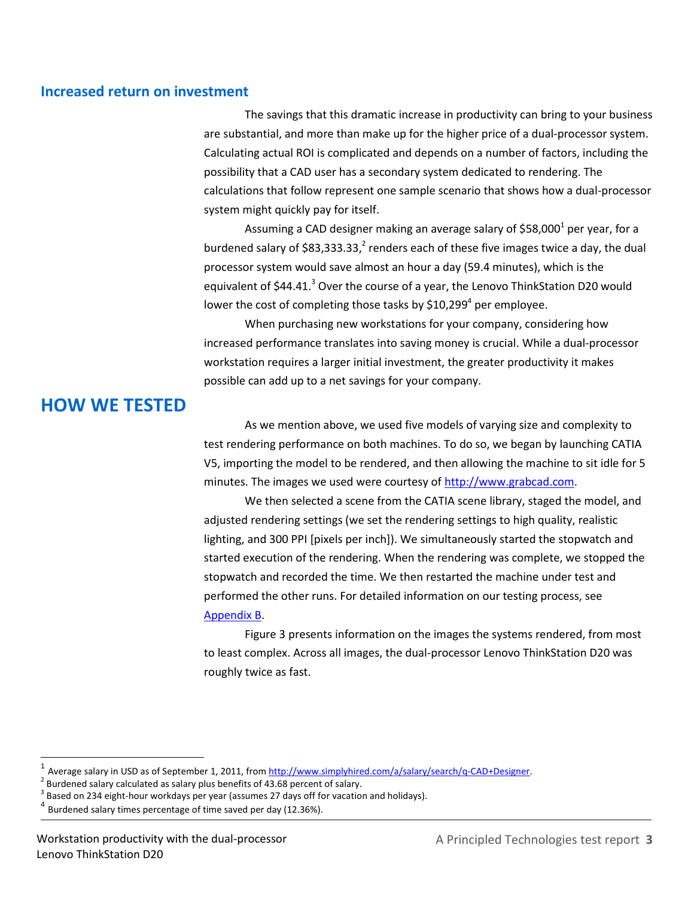## Increased return on investment

The savings that this dramatic increase in productivity can bring to your business are substantial, and more than make up for the higher price of a dual-processor system. Calculating actual ROI is complicated and depends on a number of factors, including the possibility that a CAD user has a secondary system dedicated to rendering. The calculations that follow represent one sample scenario that shows how a dual-processor system might quickly pay for itself.

Assuming a CAD designer making an average salary of $58,000[1] per year, for a burdened salary of $83,333.33,[2] renders each of these five images twice a day, the dual processor system would save almost an hour a day (59.4 minutes), which is the equivalent of $44.41.[3] Over the course of a year, the Lenovo ThinkStation D20 would lower the cost of completing those tasks by $10,299[4] per employee.

When purchasing new workstations for your company, considering how increased performance translates into saving money is crucial. While a dual-processor workstation requires a larger initial investment, the greater productivity it makes possible can add up to a net savings for your company.

# HOW WE TESTED

As we mention above, we used five models of varying size and complexity to test rendering performance on both machines. To do so, we began by launching CATIA V5, importing the model to be rendered, and then allowing the machine to sit idle for 5 minutes. The images we used were courtesy of http://www.grabcad.com.

We then selected a scene from the CATIA scene library, staged the model, and adjusted rendering settings (we set the rendering settings to high quality, realistic lighting, and 300 PPI [pixels per inch]). We simultaneously started the stopwatch and started execution of the rendering. When the rendering was complete, we stopped the stopwatch and recorded the time. We then restarted the machine under test and performed the other runs. For detailed information on our testing process, see Appendix B.

Figure 3 presents information on the images the systems rendered, from most to least complex. Across all images, the dual-processor Lenovo ThinkStation D20 was roughly twice as fast.

---

[1] Average salary in USD as of September 1, 2011, from http://www.simplyhired.com/a/salary/search/q-CAD+Designer.

[2] Burdened salary calculated as salary plus benefits of 43.68 percent of salary.

[3] Based on 234 eight-hour workdays per year (assumes 27 days off for vacation and holidays).

[4] Burdened salary times percentage of time saved per day (12.36%).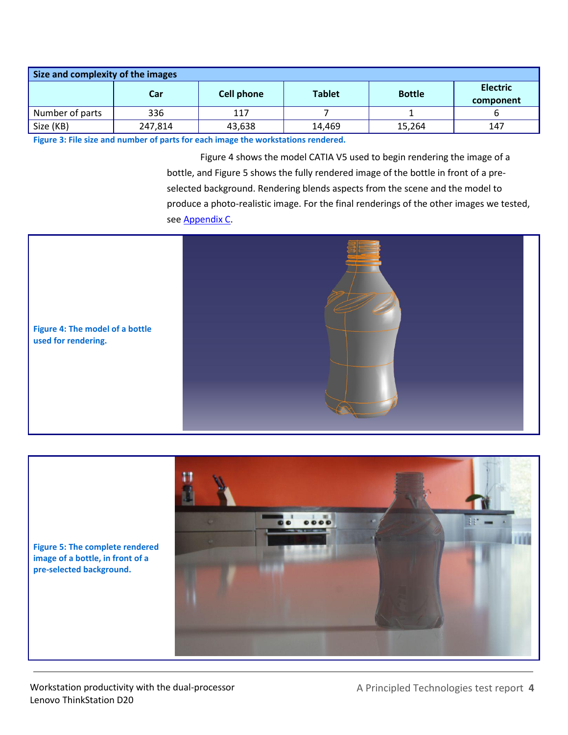| Size and complexity of the images | | | | | |
|---|---|---|---|---|---|
| | **Car** | **Cell phone** | **Tablet** | **Bottle** | **Electric component** |
| Number of parts | 336 | 117 | 7 | 1 | 6 |
| Size (KB) | 247,814 | 43,638 | 14,469 | 15,264 | 147 |

**Figure 3: File size and number of parts for each image the workstations rendered.**

Figure 4 shows the model CATIA V5 used to begin rendering the image of a bottle, and Figure 5 shows the fully rendered image of the bottle in front of a pre-selected background. Rendering blends aspects from the scene and the model to produce a photo-realistic image. For the final renderings of the other images we tested, see Appendix C.

**Figure 4: The model of a bottle used for rendering.**

**Figure 5: The complete rendered image of a bottle, in front of a pre-selected background.**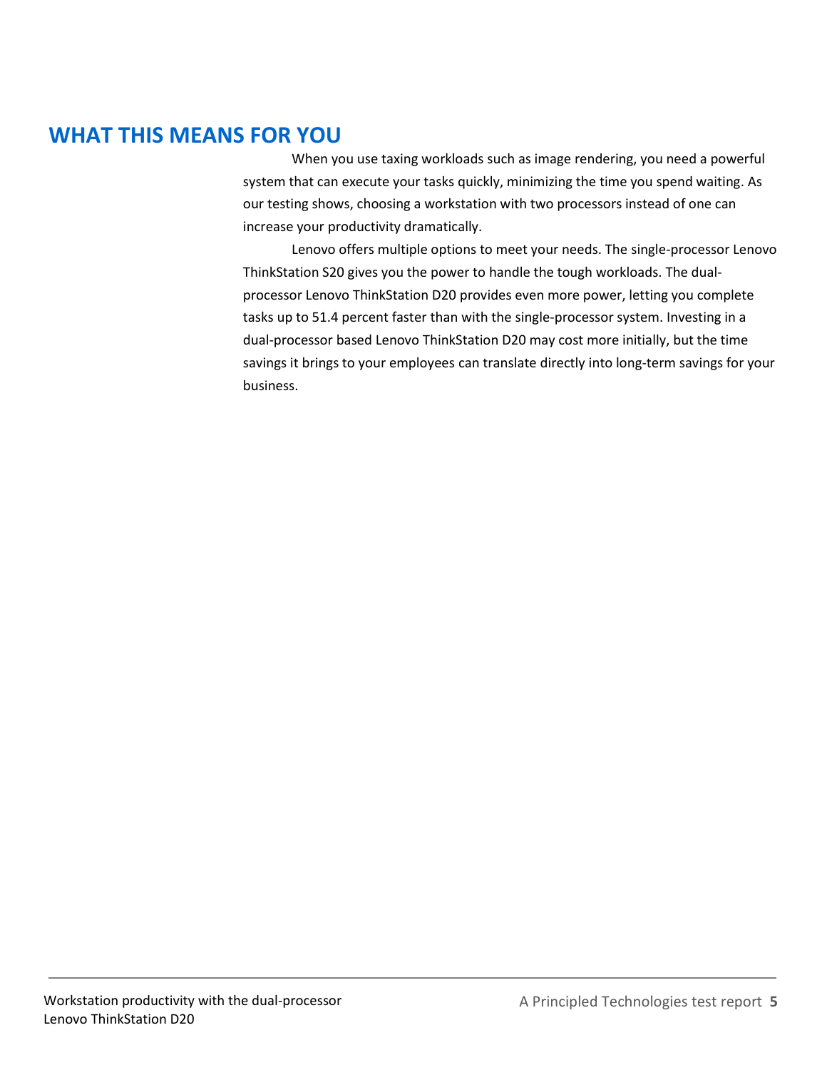## WHAT THIS MEANS FOR YOU

When you use taxing workloads such as image rendering, you need a powerful system that can execute your tasks quickly, minimizing the time you spend waiting. As our testing shows, choosing a workstation with two processors instead of one can increase your productivity dramatically.

Lenovo offers multiple options to meet your needs. The single-processor Lenovo ThinkStation S20 gives you the power to handle the tough workloads. The dual-processor Lenovo ThinkStation D20 provides even more power, letting you complete tasks up to 51.4 percent faster than with the single-processor system. Investing in a dual-processor based Lenovo ThinkStation D20 may cost more initially, but the time savings it brings to your employees can translate directly into long-term savings for your business.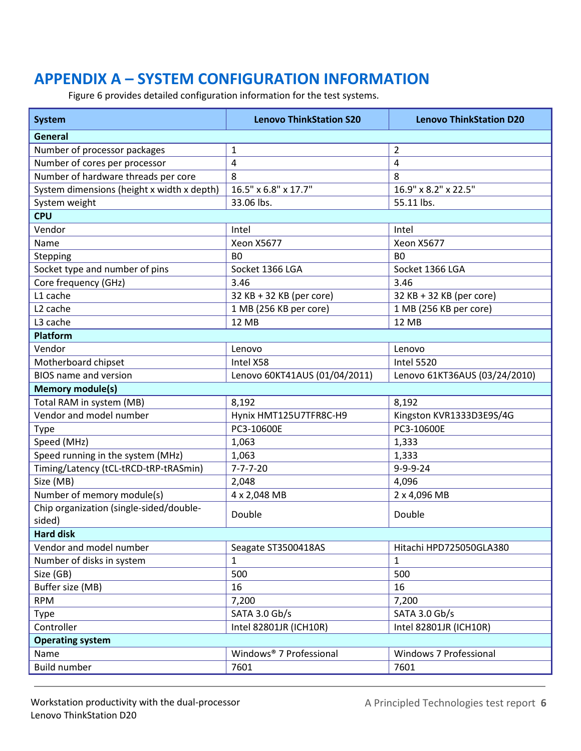# APPENDIX A – SYSTEM CONFIGURATION INFORMATION

Figure 6 provides detailed configuration information for the test systems.

| System | Lenovo ThinkStation S20 | Lenovo ThinkStation D20 |
|---|---|---|
| **General** | | |
| Number of processor packages | 1 | 2 |
| Number of cores per processor | 4 | 4 |
| Number of hardware threads per core | 8 | 8 |
| System dimensions (height x width x depth) | 16.5" x 6.8" x 17.7" | 16.9" x 8.2" x 22.5" |
| System weight | 33.06 lbs. | 55.11 lbs. |
| **CPU** | | |
| Vendor | Intel | Intel |
| Name | Xeon X5677 | Xeon X5677 |
| Stepping | B0 | B0 |
| Socket type and number of pins | Socket 1366 LGA | Socket 1366 LGA |
| Core frequency (GHz) | 3.46 | 3.46 |
| L1 cache | 32 KB + 32 KB (per core) | 32 KB + 32 KB (per core) |
| L2 cache | 1 MB (256 KB per core) | 1 MB (256 KB per core) |
| L3 cache | 12 MB | 12 MB |
| **Platform** | | |
| Vendor | Lenovo | Lenovo |
| Motherboard chipset | Intel X58 | Intel 5520 |
| BIOS name and version | Lenovo 60KT41AUS (01/04/2011) | Lenovo 61KT36AUS (03/24/2010) |
| **Memory module(s)** | | |
| Total RAM in system (MB) | 8,192 | 8,192 |
| Vendor and model number | Hynix HMT125U7TFR8C-H9 | Kingston KVR1333D3E9S/4G |
| Type | PC3-10600E | PC3-10600E |
| Speed (MHz) | 1,063 | 1,333 |
| Speed running in the system (MHz) | 1,063 | 1,333 |
| Timing/Latency (tCL-tRCD-tRP-tRASmin) | 7-7-7-20 | 9-9-9-24 |
| Size (MB) | 2,048 | 4,096 |
| Number of memory module(s) | 4 x 2,048 MB | 2 x 4,096 MB |
| Chip organization (single-sided/double-sided) | Double | Double |
| **Hard disk** | | |
| Vendor and model number | Seagate ST3500418AS | Hitachi HPD725050GLA380 |
| Number of disks in system | 1 | 1 |
| Size (GB) | 500 | 500 |
| Buffer size (MB) | 16 | 16 |
| RPM | 7,200 | 7,200 |
| Type | SATA 3.0 Gb/s | SATA 3.0 Gb/s |
| Controller | Intel 82801JR (ICH10R) | Intel 82801JR (ICH10R) |
| **Operating system** | | |
| Name | Windows® 7 Professional | Windows 7 Professional |
| Build number | 7601 | 7601 |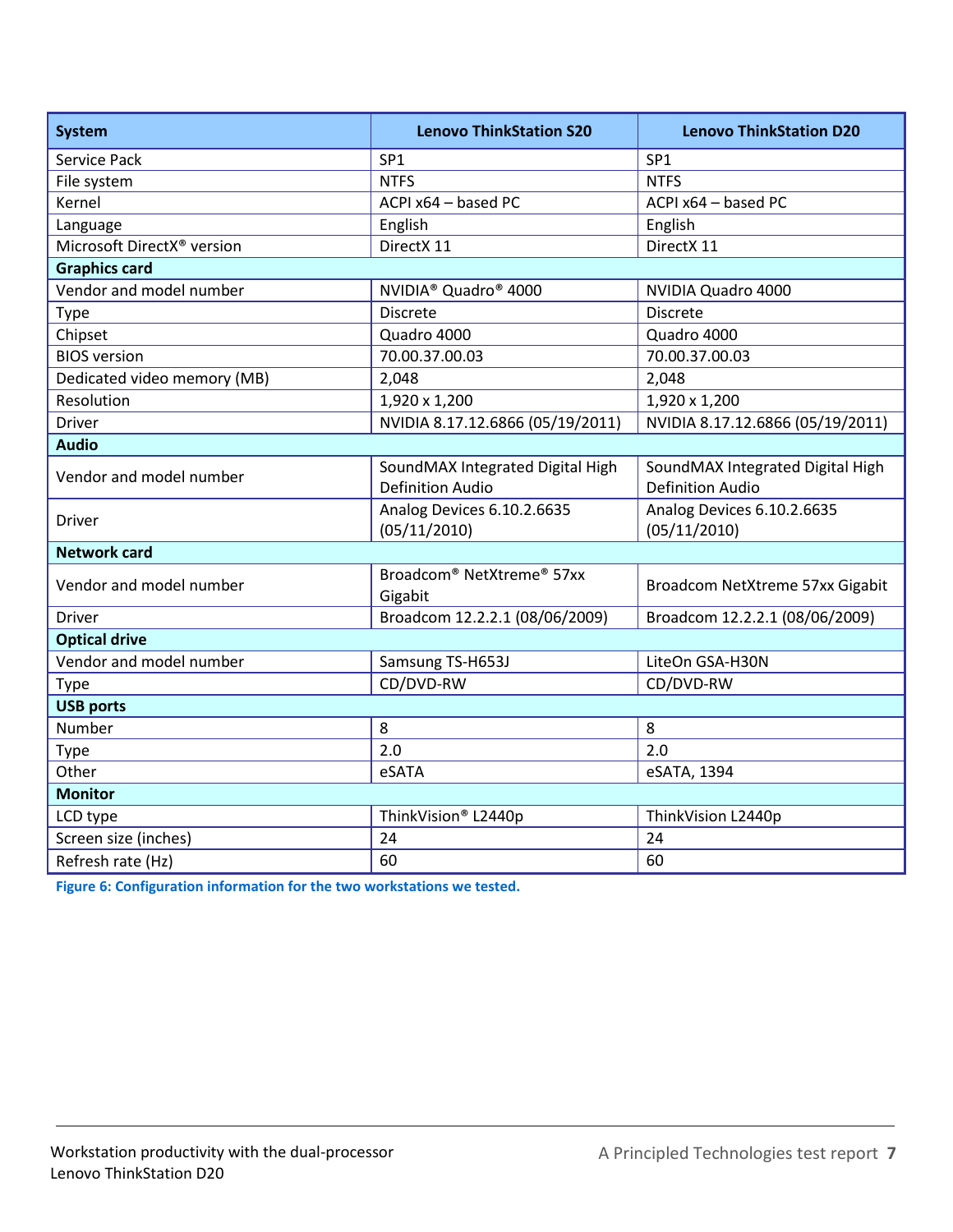| System | Lenovo ThinkStation S20 | Lenovo ThinkStation D20 |
|---|---|---|
| Service Pack | SP1 | SP1 |
| File system | NTFS | NTFS |
| Kernel | ACPI x64 – based PC | ACPI x64 – based PC |
| Language | English | English |
| Microsoft DirectX® version | DirectX 11 | DirectX 11 |
| **Graphics card** | | |
| Vendor and model number | NVIDIA® Quadro® 4000 | NVIDIA Quadro 4000 |
| Type | Discrete | Discrete |
| Chipset | Quadro 4000 | Quadro 4000 |
| BIOS version | 70.00.37.00.03 | 70.00.37.00.03 |
| Dedicated video memory (MB) | 2,048 | 2,048 |
| Resolution | 1,920 x 1,200 | 1,920 x 1,200 |
| Driver | NVIDIA 8.17.12.6866 (05/19/2011) | NVIDIA 8.17.12.6866 (05/19/2011) |
| **Audio** | | |
| Vendor and model number | SoundMAX Integrated Digital High Definition Audio | SoundMAX Integrated Digital High Definition Audio |
| Driver | Analog Devices 6.10.2.6635 (05/11/2010) | Analog Devices 6.10.2.6635 (05/11/2010) |
| **Network card** | | |
| Vendor and model number | Broadcom® NetXtreme® 57xx Gigabit | Broadcom NetXtreme 57xx Gigabit |
| Driver | Broadcom 12.2.2.1 (08/06/2009) | Broadcom 12.2.2.1 (08/06/2009) |
| **Optical drive** | | |
| Vendor and model number | Samsung TS-H653J | LiteOn GSA-H30N |
| Type | CD/DVD-RW | CD/DVD-RW |
| **USB ports** | | |
| Number | 8 | 8 |
| Type | 2.0 | 2.0 |
| Other | eSATA | eSATA, 1394 |
| **Monitor** | | |
| LCD type | ThinkVision® L2440p | ThinkVision L2440p |
| Screen size (inches) | 24 | 24 |
| Refresh rate (Hz) | 60 | 60 |

**Figure 6: Configuration information for the two workstations we tested.**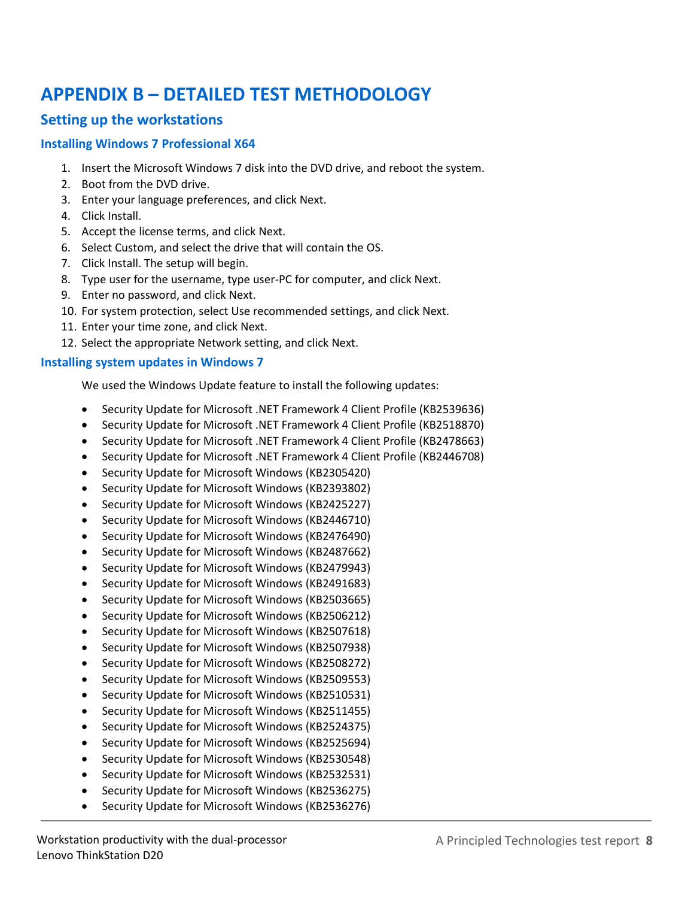# APPENDIX B – DETAILED TEST METHODOLOGY

## Setting up the workstations

### Installing Windows 7 Professional X64

1. Insert the Microsoft Windows 7 disk into the DVD drive, and reboot the system.
2. Boot from the DVD drive.
3. Enter your language preferences, and click Next.
4. Click Install.
5. Accept the license terms, and click Next.
6. Select Custom, and select the drive that will contain the OS.
7. Click Install. The setup will begin.
8. Type user for the username, type user-PC for computer, and click Next.
9. Enter no password, and click Next.
10. For system protection, select Use recommended settings, and click Next.
11. Enter your time zone, and click Next.
12. Select the appropriate Network setting, and click Next.

### Installing system updates in Windows 7

We used the Windows Update feature to install the following updates:

- Security Update for Microsoft .NET Framework 4 Client Profile (KB2539636)
- Security Update for Microsoft .NET Framework 4 Client Profile (KB2518870)
- Security Update for Microsoft .NET Framework 4 Client Profile (KB2478663)
- Security Update for Microsoft .NET Framework 4 Client Profile (KB2446708)
- Security Update for Microsoft Windows (KB2305420)
- Security Update for Microsoft Windows (KB2393802)
- Security Update for Microsoft Windows (KB2425227)
- Security Update for Microsoft Windows (KB2446710)
- Security Update for Microsoft Windows (KB2476490)
- Security Update for Microsoft Windows (KB2487662)
- Security Update for Microsoft Windows (KB2479943)
- Security Update for Microsoft Windows (KB2491683)
- Security Update for Microsoft Windows (KB2503665)
- Security Update for Microsoft Windows (KB2506212)
- Security Update for Microsoft Windows (KB2507618)
- Security Update for Microsoft Windows (KB2507938)
- Security Update for Microsoft Windows (KB2508272)
- Security Update for Microsoft Windows (KB2509553)
- Security Update for Microsoft Windows (KB2510531)
- Security Update for Microsoft Windows (KB2511455)
- Security Update for Microsoft Windows (KB2524375)
- Security Update for Microsoft Windows (KB2525694)
- Security Update for Microsoft Windows (KB2530548)
- Security Update for Microsoft Windows (KB2532531)
- Security Update for Microsoft Windows (KB2536275)
- Security Update for Microsoft Windows (KB2536276)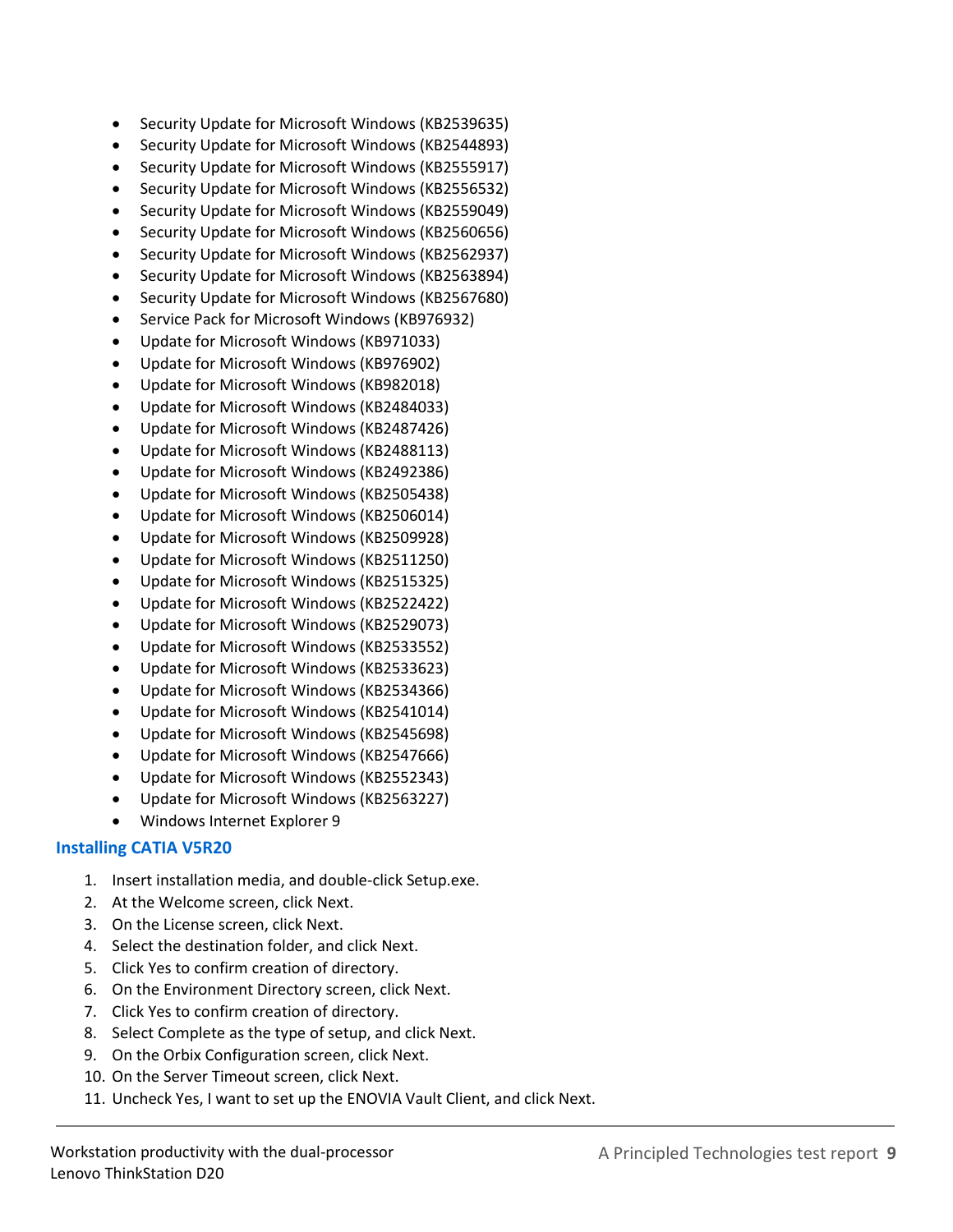- Security Update for Microsoft Windows (KB2539635)
- Security Update for Microsoft Windows (KB2544893)
- Security Update for Microsoft Windows (KB2555917)
- Security Update for Microsoft Windows (KB2556532)
- Security Update for Microsoft Windows (KB2559049)
- Security Update for Microsoft Windows (KB2560656)
- Security Update for Microsoft Windows (KB2562937)
- Security Update for Microsoft Windows (KB2563894)
- Security Update for Microsoft Windows (KB2567680)
- Service Pack for Microsoft Windows (KB976932)
- Update for Microsoft Windows (KB971033)
- Update for Microsoft Windows (KB976902)
- Update for Microsoft Windows (KB982018)
- Update for Microsoft Windows (KB2484033)
- Update for Microsoft Windows (KB2487426)
- Update for Microsoft Windows (KB2488113)
- Update for Microsoft Windows (KB2492386)
- Update for Microsoft Windows (KB2505438)
- Update for Microsoft Windows (KB2506014)
- Update for Microsoft Windows (KB2509928)
- Update for Microsoft Windows (KB2511250)
- Update for Microsoft Windows (KB2515325)
- Update for Microsoft Windows (KB2522422)
- Update for Microsoft Windows (KB2529073)
- Update for Microsoft Windows (KB2533552)
- Update for Microsoft Windows (KB2533623)
- Update for Microsoft Windows (KB2534366)
- Update for Microsoft Windows (KB2541014)
- Update for Microsoft Windows (KB2545698)
- Update for Microsoft Windows (KB2547666)
- Update for Microsoft Windows (KB2552343)
- Update for Microsoft Windows (KB2563227)
- Windows Internet Explorer 9

### Installing CATIA V5R20

1. Insert installation media, and double-click Setup.exe.
2. At the Welcome screen, click Next.
3. On the License screen, click Next.
4. Select the destination folder, and click Next.
5. Click Yes to confirm creation of directory.
6. On the Environment Directory screen, click Next.
7. Click Yes to confirm creation of directory.
8. Select Complete as the type of setup, and click Next.
9. On the Orbix Configuration screen, click Next.
10. On the Server Timeout screen, click Next.
11. Uncheck Yes, I want to set up the ENOVIA Vault Client, and click Next.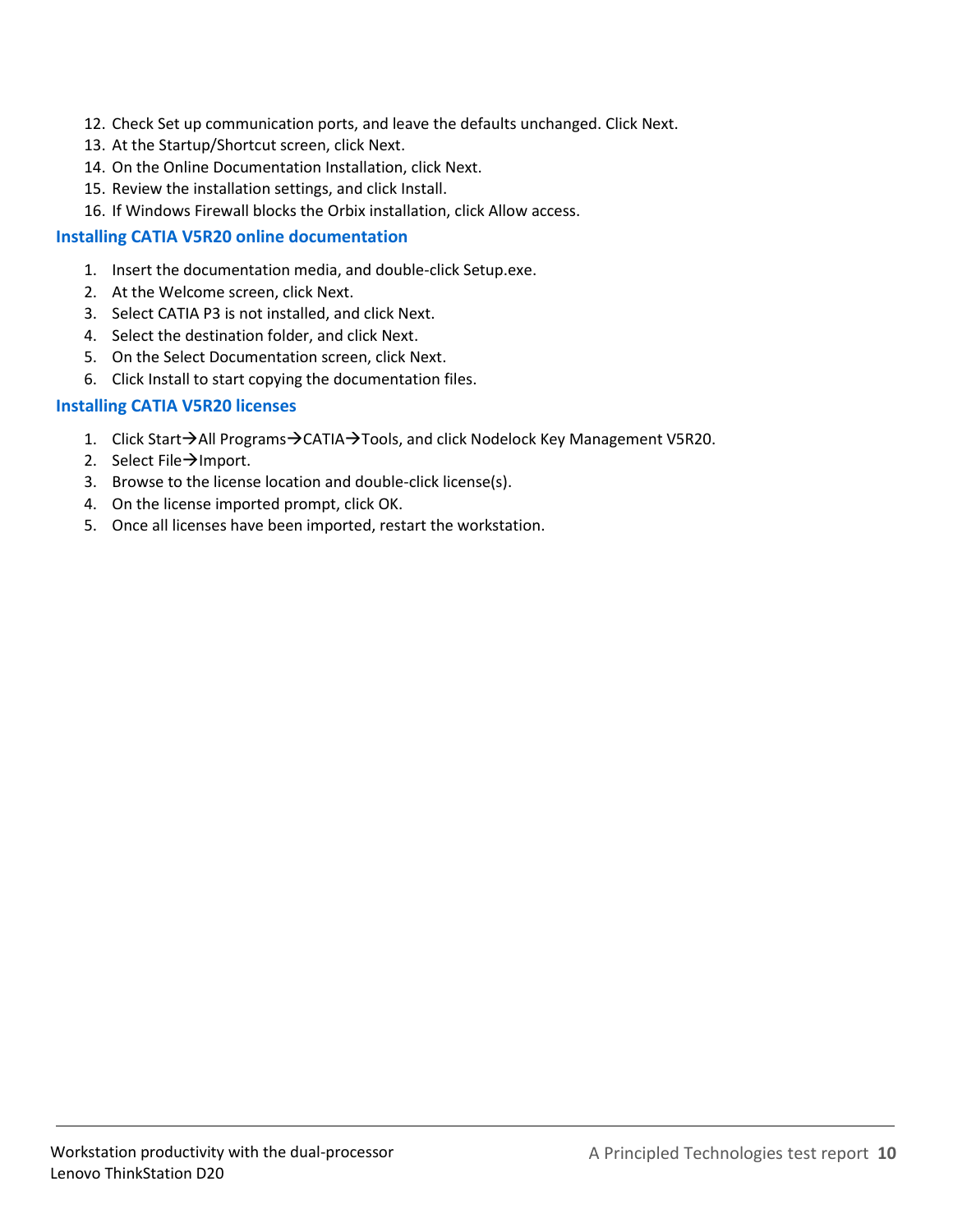12. Check Set up communication ports, and leave the defaults unchanged. Click Next.
13. At the Startup/Shortcut screen, click Next.
14. On the Online Documentation Installation, click Next.
15. Review the installation settings, and click Install.
16. If Windows Firewall blocks the Orbix installation, click Allow access.

### Installing CATIA V5R20 online documentation

1. Insert the documentation media, and double-click Setup.exe.
2. At the Welcome screen, click Next.
3. Select CATIA P3 is not installed, and click Next.
4. Select the destination folder, and click Next.
5. On the Select Documentation screen, click Next.
6. Click Install to start copying the documentation files.

### Installing CATIA V5R20 licenses

1. Click Start→All Programs→CATIA→Tools, and click Nodelock Key Management V5R20.
2. Select File→Import.
3. Browse to the license location and double-click license(s).
4. On the license imported prompt, click OK.
5. Once all licenses have been imported, restart the workstation.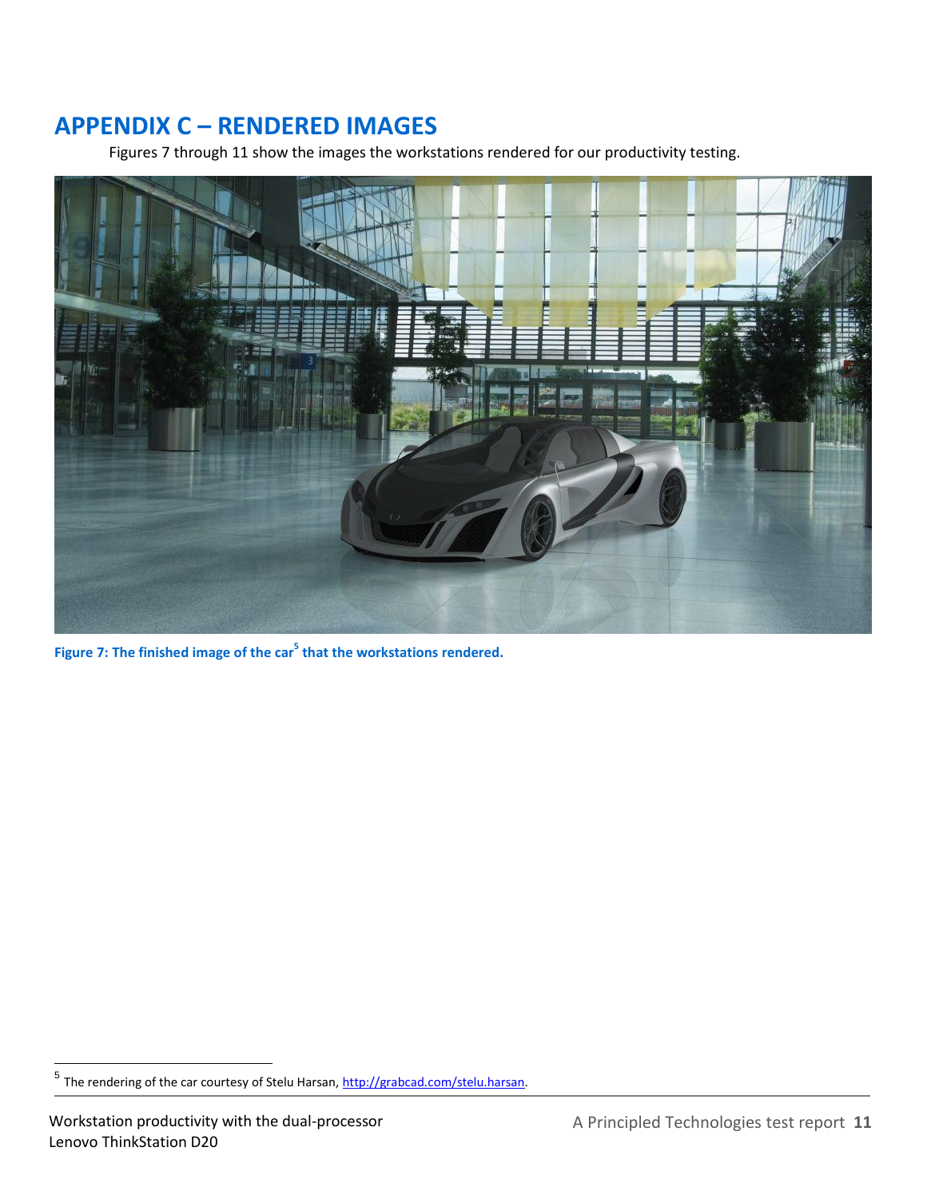# APPENDIX C – RENDERED IMAGES

Figures 7 through 11 show the images the workstations rendered for our productivity testing.

**Figure 7: The finished image of the car[5] that the workstations rendered.**

[5] The rendering of the car courtesy of Stelu Harsan, http://grabcad.com/stelu.harsan.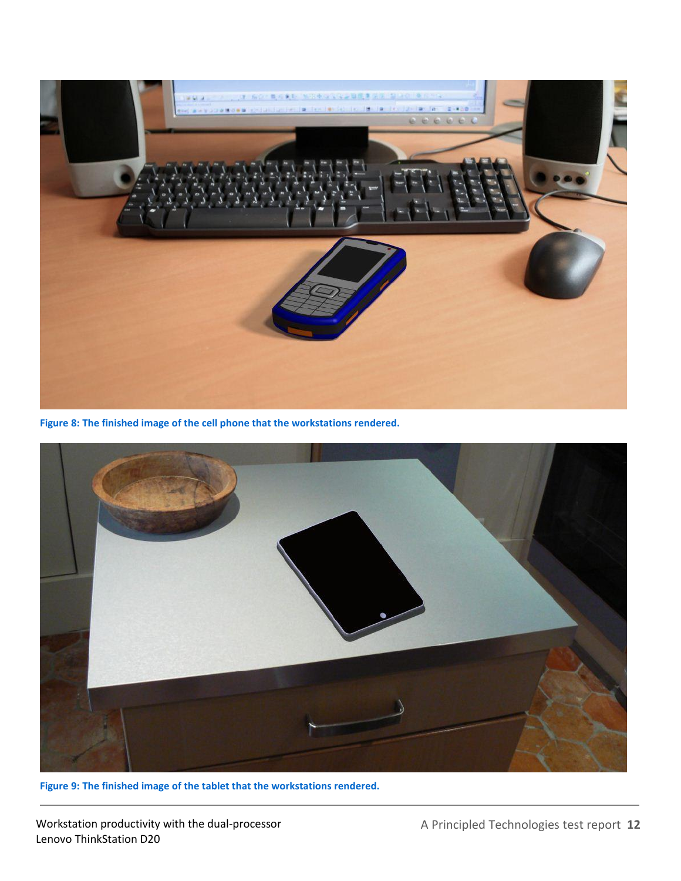Figure 8: The finished image of the cell phone that the workstations rendered.

Figure 9: The finished image of the tablet that the workstations rendered.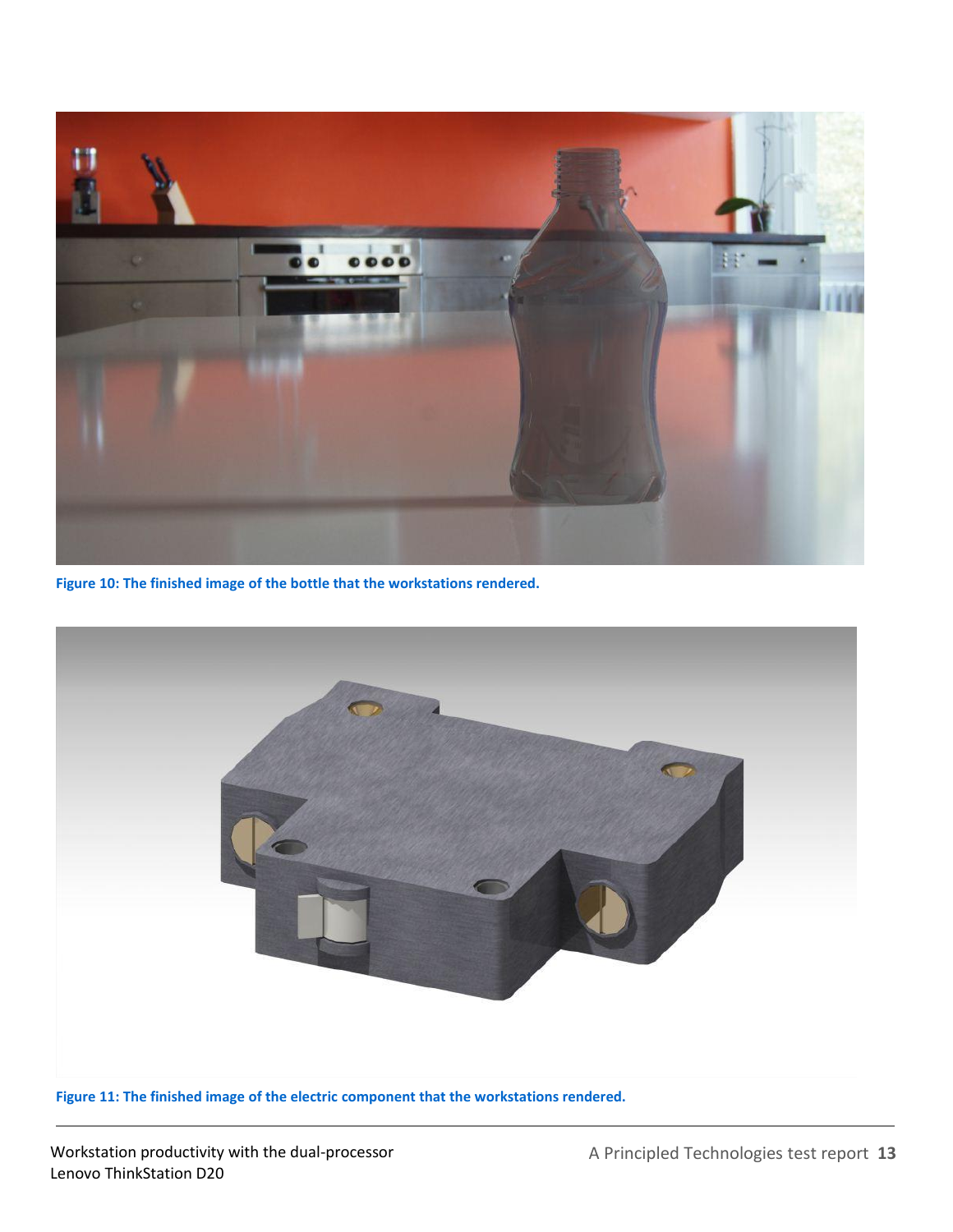Figure 10: The finished image of the bottle that the workstations rendered.

Figure 11: The finished image of the electric component that the workstations rendered.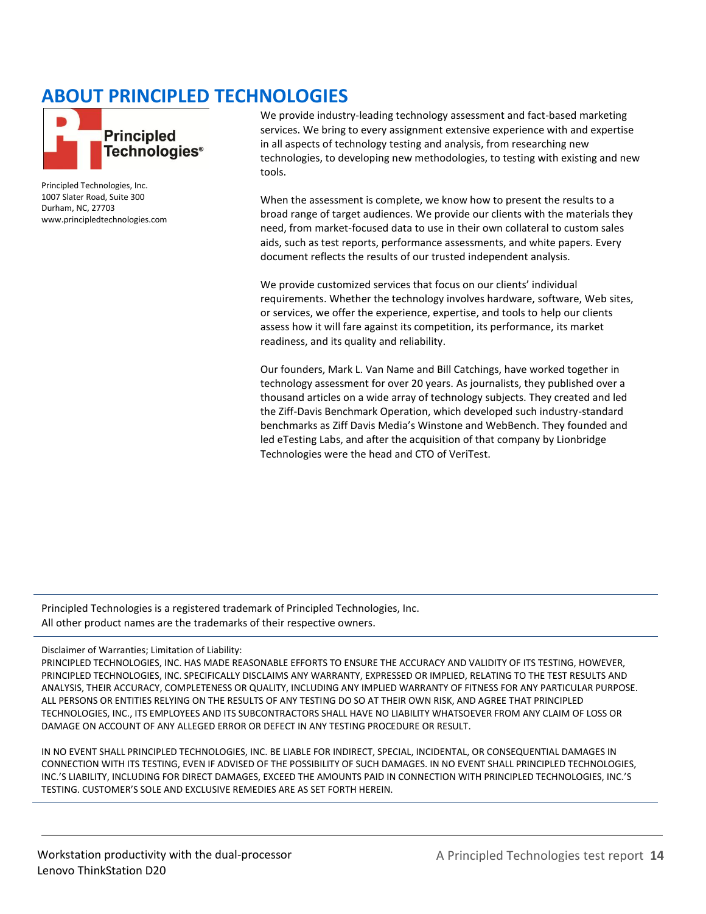## ABOUT PRINCIPLED TECHNOLOGIES

Principled Technologies, Inc.
1007 Slater Road, Suite 300
Durham, NC, 27703
www.principledtechnologies.com

We provide industry-leading technology assessment and fact-based marketing services. We bring to every assignment extensive experience with and expertise in all aspects of technology testing and analysis, from researching new technologies, to developing new methodologies, to testing with existing and new tools.

When the assessment is complete, we know how to present the results to a broad range of target audiences. We provide our clients with the materials they need, from market-focused data to use in their own collateral to custom sales aids, such as test reports, performance assessments, and white papers. Every document reflects the results of our trusted independent analysis.

We provide customized services that focus on our clients' individual requirements. Whether the technology involves hardware, software, Web sites, or services, we offer the experience, expertise, and tools to help our clients assess how it will fare against its competition, its performance, its market readiness, and its quality and reliability.

Our founders, Mark L. Van Name and Bill Catchings, have worked together in technology assessment for over 20 years. As journalists, they published over a thousand articles on a wide array of technology subjects. They created and led the Ziff-Davis Benchmark Operation, which developed such industry-standard benchmarks as Ziff Davis Media's Winstone and WebBench. They founded and led eTesting Labs, and after the acquisition of that company by Lionbridge Technologies were the head and CTO of VeriTest.

Principled Technologies is a registered trademark of Principled Technologies, Inc.
All other product names are the trademarks of their respective owners.

Disclaimer of Warranties; Limitation of Liability:
PRINCIPLED TECHNOLOGIES, INC. HAS MADE REASONABLE EFFORTS TO ENSURE THE ACCURACY AND VALIDITY OF ITS TESTING, HOWEVER, PRINCIPLED TECHNOLOGIES, INC. SPECIFICALLY DISCLAIMS ANY WARRANTY, EXPRESSED OR IMPLIED, RELATING TO THE TEST RESULTS AND ANALYSIS, THEIR ACCURACY, COMPLETENESS OR QUALITY, INCLUDING ANY IMPLIED WARRANTY OF FITNESS FOR ANY PARTICULAR PURPOSE. ALL PERSONS OR ENTITIES RELYING ON THE RESULTS OF ANY TESTING DO SO AT THEIR OWN RISK, AND AGREE THAT PRINCIPLED TECHNOLOGIES, INC., ITS EMPLOYEES AND ITS SUBCONTRACTORS SHALL HAVE NO LIABILITY WHATSOEVER FROM ANY CLAIM OF LOSS OR DAMAGE ON ACCOUNT OF ANY ALLEGED ERROR OR DEFECT IN ANY TESTING PROCEDURE OR RESULT.

IN NO EVENT SHALL PRINCIPLED TECHNOLOGIES, INC. BE LIABLE FOR INDIRECT, SPECIAL, INCIDENTAL, OR CONSEQUENTIAL DAMAGES IN CONNECTION WITH ITS TESTING, EVEN IF ADVISED OF THE POSSIBILITY OF SUCH DAMAGES. IN NO EVENT SHALL PRINCIPLED TECHNOLOGIES, INC.'S LIABILITY, INCLUDING FOR DIRECT DAMAGES, EXCEED THE AMOUNTS PAID IN CONNECTION WITH PRINCIPLED TECHNOLOGIES, INC.'S TESTING. CUSTOMER'S SOLE AND EXCLUSIVE REMEDIES ARE AS SET FORTH HEREIN.